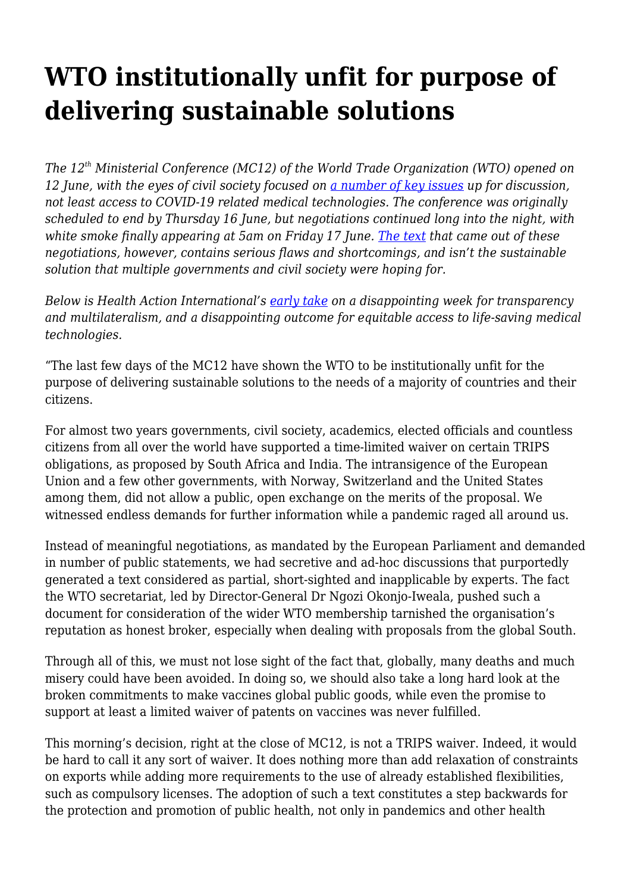# WTO institutionally unfit for purpose of delivering sustainable solutions

*The 12th Ministerial Conference (MC12) of the World Trade Organization (WTO) opened on 12 June, with the eyes of civil society focused on [a number of key issues] up for discussion, not least access to COVID-19 related medical technologies. The conference was originally scheduled to end by Thursday 16 June, but negotiations continued long into the night, with white smoke finally appearing at 5am on Friday 17 June. [The text] that came out of these negotiations, however, contains serious flaws and shortcomings, and isn't the sustainable solution that multiple governments and civil society were hoping for.*

*Below is Health Action International's [early take] on a disappointing week for transparency and multilateralism, and a disappointing outcome for equitable access to life-saving medical technologies.*

"The last few days of the MC12 have shown the WTO to be institutionally unfit for the purpose of delivering sustainable solutions to the needs of a majority of countries and their citizens.

For almost two years governments, civil society, academics, elected officials and countless citizens from all over the world have supported a time-limited waiver on certain TRIPS obligations, as proposed by South Africa and India. The intransigence of the European Union and a few other governments, with Norway, Switzerland and the United States among them, did not allow a public, open exchange on the merits of the proposal. We witnessed endless demands for further information while a pandemic raged all around us.

Instead of meaningful negotiations, as mandated by the European Parliament and demanded in number of public statements, we had secretive and ad-hoc discussions that purportedly generated a text considered as partial, short-sighted and inapplicable by experts. The fact the WTO secretariat, led by Director-General Dr Ngozi Okonjo-Iweala, pushed such a document for consideration of the wider WTO membership tarnished the organisation's reputation as honest broker, especially when dealing with proposals from the global South.

Through all of this, we must not lose sight of the fact that, globally, many deaths and much misery could have been avoided. In doing so, we should also take a long hard look at the broken commitments to make vaccines global public goods, while even the promise to support at least a limited waiver of patents on vaccines was never fulfilled.

This morning's decision, right at the close of MC12, is not a TRIPS waiver. Indeed, it would be hard to call it any sort of waiver. It does nothing more than add relaxation of constraints on exports while adding more requirements to the use of already established flexibilities, such as compulsory licenses. The adoption of such a text constitutes a step backwards for the protection and promotion of public health, not only in pandemics and other health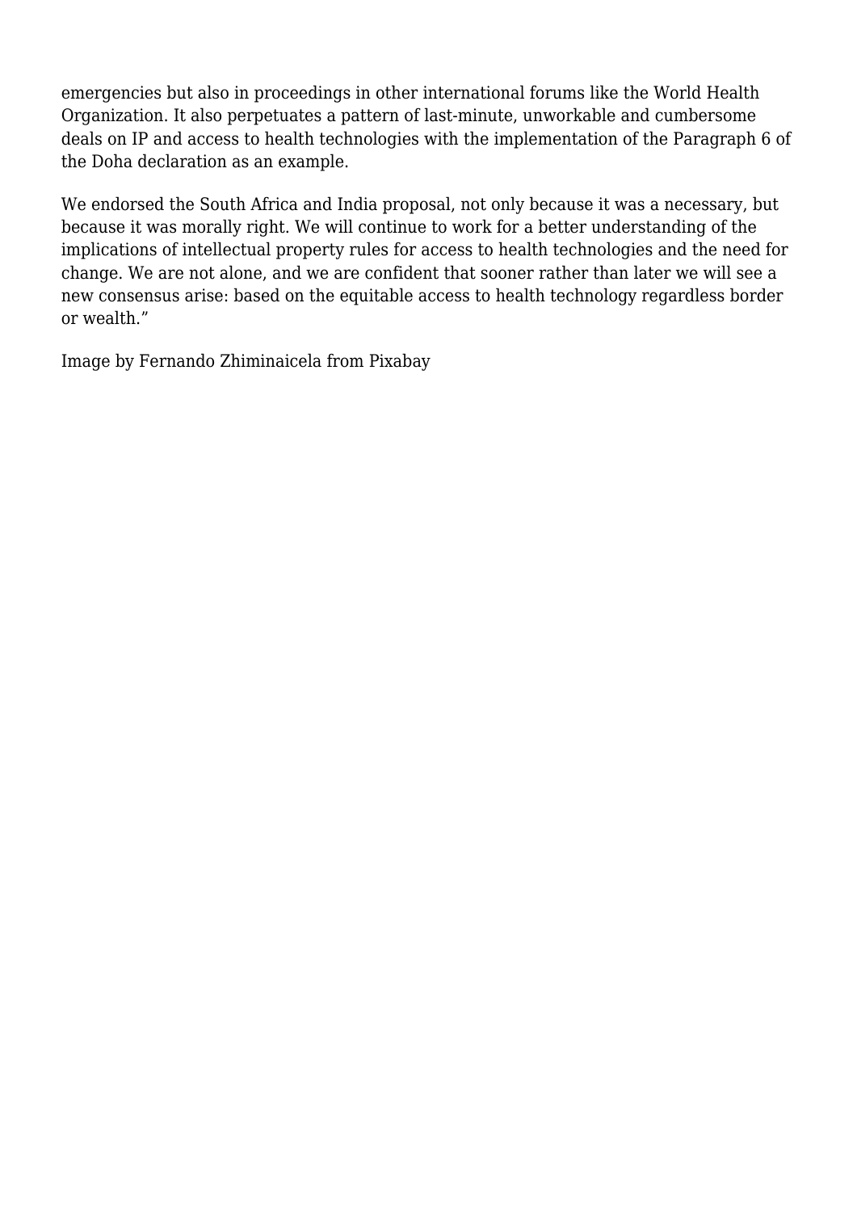emergencies but also in proceedings in other international forums like the World Health Organization. It also perpetuates a pattern of last-minute, unworkable and cumbersome deals on IP and access to health technologies with the implementation of the Paragraph 6 of the Doha declaration as an example.

We endorsed the South Africa and India proposal, not only because it was a necessary, but because it was morally right. We will continue to work for a better understanding of the implications of intellectual property rules for access to health technologies and the need for change. We are not alone, and we are confident that sooner rather than later we will see a new consensus arise: based on the equitable access to health technology regardless border or wealth."

Image by Fernando Zhiminaicela from Pixabay